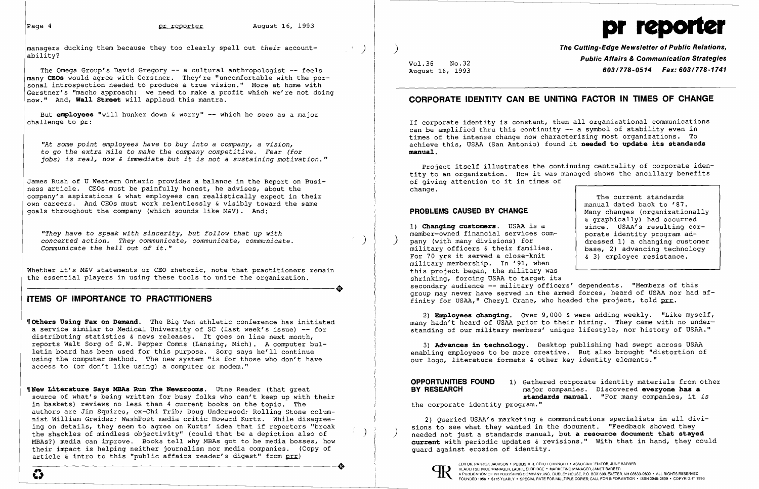managers ducking them because they too clearly spell out *their* accountability?

The Omega Group's David Gregory -- a cultural anthropologist -- feels many **CEOs** would agree with Gerstner. They're "uncomfortable with the personal introspection needed to produce a true vision." More at home with Gerstner's "macho approach: we need to make a profit which we're not doing now." And, **Wall Street** will applaud this mantra.

But **employees** "will hunker down & worry" -- which he sees as a major challenge to pr:

*"At some point employees have to buy into a company, a vision, to go the extra mile to make the company competitive. Fear (for jobs) is real, now & immediate but it is not a sustaining motivation."*

James Rush of U Western Ontario provides a balance in the Report on Business article. CEOs must be painfully honest, he advises, about the company's aspirations & what employees can realistically expect in their own careers. And CEOs must work relentlessly & visibly toward the same goals throughout the company (which sounds like M&V). And:

*"They have to speak with sincerity, but follow that up with concerted action. They communicate, communicate, communicate. Communicate the hell out of it."*

Whether it's M&V statements or CEO rhetoric, note that practitioners remain the essential players in using these tools to unite the organization.

## ITEMS OF IMPORTANCE TO PRACTITIONERS

¶**Others Using Fax on Demand.** The Big Ten athletic conference has initiated a service similar to Medical University of SC (last week's issue) -- for distributing statistics & news releases. It goes on line next month, reports Walt Sorg of G.W. Pepper Comns (Lansing, Mich). A computer bulletin board has been used for this purpose. Sorg says he'll continue using the computer method. The new system "is for those who don't have access to (or don't like using) a computer or modem."

¶**New Literature Says MBAs Run The Newsrooms.** Utne Reader (that great source of what's being written for busy folks who can't keep up with their in baskets) reviews no less than 4 current books on the topic. The authors are Jim Squires, ex-Chi Trib; Doug Underwood; Rolling Stone columnist William Greider; WashPost media critic Howard Kurtz. While disagreeing on details, they seem to agree on Kurtz' idea that if reporters "break the shackles of mindless objectivity" (could that be a depiction also of MBAs?) media can improve. Books tell why MBAs got to be media bosses, how their impact is helping neither journalism nor media companies. (Copy of article & intro to this "public affairs reader's digest" from prr)

# pr reporter

**The Cutting-Edge Newsletter of Public Relations, Public Affairs & Communication Strategies**

Vol.36 No.32
August 16, 1993

**603/778-0514 Fax: 603/778-1741**

## CORPORATE IDENTITY CAN BE UNITING FACTOR IN TIMES OF CHANGE

If corporate identity is constant, then all organizational communications can be amplified thru this continuity -- a symbol of stability even in times of the intense change now characterizing most organizations. To achieve this, USAA (San Antonio) found it **needed to update its standards manual.**

Project itself illustrates the continuing centrality of corporate identity to an organization. How it was managed shows the ancillary benefits of giving attention to it in times of change.

> The current standards manual dated back to '87. Many changes (organizationally & graphically) had occurred since. USAA's resulting corporate identity program addressed 1) a changing customer base, 2) advancing technology & 3) employee resistance.

### PROBLEMS CAUSED BY CHANGE

1) **Changing customers.** USAA is a member-owned financial services company (with many divisions) for military officers & their families. For 70 yrs it served a close-knit military membership. In '91, when this project began, the military was shrinking, forcing USAA to target its secondary audience -- military officers' dependents. "Members of this group may never have served in the armed forces, heard of USAA nor had affinity for USAA," Cheryl Crane, who headed the project, told prr.

2) **Employees changing.** Over 9,000 & were adding weekly. "Like myself, many hadn't heard of USAA prior to their hiring. They came with no understanding of our military members' unique lifestyle, nor history of USAA."

3) **Advances in technology.** Desktop publishing had swept across USAA enabling employees to be more creative. But also brought "distortion of our logo, literature formats & other key identity elements."

**OPPORTUNITIES FOUND BY RESEARCH** 1) Gathered corporate identity materials from other major companies. Discovered **everyone has a standards manual.** "For many companies, it *is* the corporate identity program."

2) Queried USAA's marketing & communications specialists in all divisions to see what they wanted in the document. "Feedback showed they needed not just a standards manual, but a **resource document that stayed current** with periodic updates & revisions." With that in hand, they could guard against erosion of identity.

EDITOR, PATRICK JACKSON • PUBLISHER, OTTO LERBINGER • ASSOCIATE EDITOR, JUNE BARBER
READER SERVICE MANAGER, LAURIE ELDRIDGE • MARKETING MANAGER, JANET BARBER
A PUBLICATION OF PR PUBLISHING COMPANY, INC. DUDLEY HOUSE, P.O. BOX 600, EXETER, NH 03833-0600 • ALL RIGHTS RESERVED
FOUNDED 1958 • $175 YEARLY • SPECIAL RATE FOR MULTIPLE COPIES; CALL FOR INFORMATION • ISSN 0048-2609 • COPYRIGHT 1993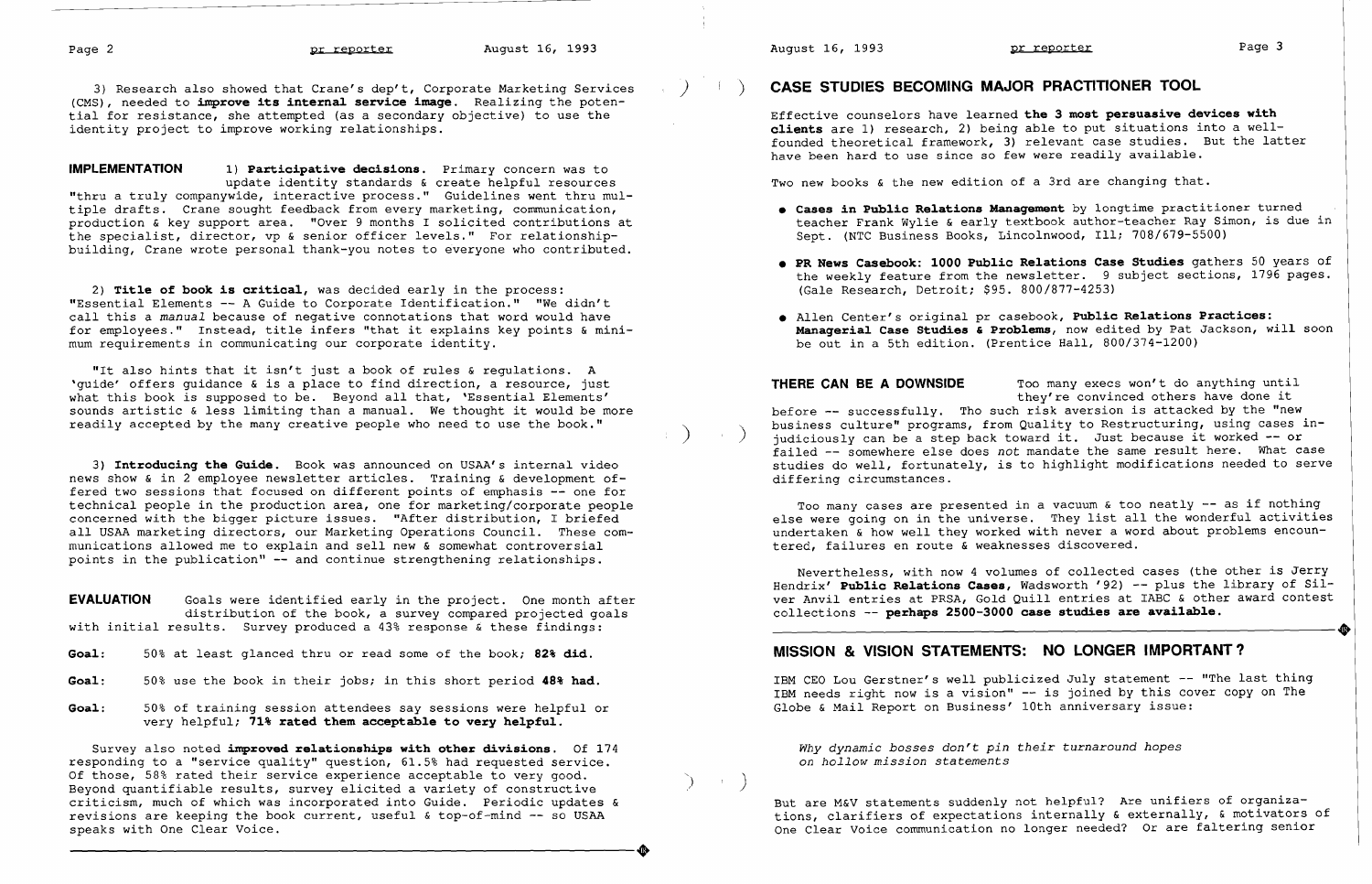3) Research also showed that Crane's dep't, Corporate Marketing Services (CMS), needed to **improve its internal service image**. Realizing the potential for resistance, she attempted (as a secondary objective) to use the identity project to improve working relationships.

**IMPLEMENTATION** 1) **Participative decisions.** Primary concern was to update identity standards & create helpful resources "thru a truly companywide, interactive process." Guidelines went thru multiple drafts. Crane sought feedback from every marketing, communication, production & key support area. "Over 9 months I solicited contributions at the specialist, director, vp & senior officer levels." For relationship-building, Crane wrote personal thank-you notes to everyone who contributed.

2) **Title of book is critical,** was decided early in the process: "Essential Elements -- A Guide to Corporate Identification." "We didn't call this a *manual* because of negative connotations that word would have for employees." Instead, title infers "that it explains key points & minimum requirements in communicating our corporate identity.

"It also hints that it isn't just a book of rules & regulations. A 'guide' offers guidance & is a place to find direction, a resource, just what this book is supposed to be. Beyond all that, 'Essential Elements' sounds artistic & less limiting than a manual. We thought it would be more readily accepted by the many creative people who need to use the book."

3) **Introducing the Guide.** Book was announced on USAA's internal video news show & in 2 employee newsletter articles. Training & development offered two sessions that focused on different points of emphasis -- one for technical people in the production area, one for marketing/corporate people concerned with the bigger picture issues. "After distribution, I briefed all USAA marketing directors, our Marketing Operations Council. These communications allowed me to explain and sell new & somewhat controversial points in the publication" -- and continue strengthening relationships.

**EVALUATION** Goals were identified early in the project. One month after distribution of the book, a survey compared projected goals with initial results. Survey produced a 43% response & these findings:

**Goal:** 50% at least glanced thru or read some of the book; **82% did.**

**Goal:** 50% use the book in their jobs; in this short period **48% had.**

**Goal:** 50% of training session attendees say sessions were helpful or very helpful; **71% rated them acceptable to very helpful.**

Survey also noted **improved relationships with other divisions.** Of 174 responding to a "service quality" question, 61.5% had requested service. Of those, 58% rated their service experience acceptable to very good. Beyond quantifiable results, survey elicited a variety of constructive criticism, much of which was incorporated into Guide. Periodic updates & revisions are keeping the book current, useful & top-of-mind -- so USAA speaks with One Clear Voice.

## CASE STUDIES BECOMING MAJOR PRACTITIONER TOOL

Effective counselors have learned **the 3 most persuasive devices with clients** are 1) research, 2) being able to put situations into a well-founded theoretical framework, 3) relevant case studies. But the latter have been hard to use since so few were readily available.

Two new books & the new edition of a 3rd are changing that.

- **Cases in Public Relations Management** by longtime practitioner turned teacher Frank Wylie & early textbook author-teacher Ray Simon, is due in Sept. (NTC Business Books, Lincolnwood, Ill; 708/679-5500)
- **PR News Casebook: 1000 Public Relations Case Studies** gathers 50 years of the weekly feature from the newsletter. 9 subject sections, 1796 pages. (Gale Research, Detroit; $95. 800/877-4253)
- Allen Center's original pr casebook, **Public Relations Practices: Managerial Case Studies & Problems,** now edited by Pat Jackson, will soon be out in a 5th edition. (Prentice Hall, 800/374-1200)

**THERE CAN BE A DOWNSIDE** Too many execs won't do anything until they're convinced others have done it before -- successfully. Tho such risk aversion is attacked by the "new business culture" programs, from Quality to Restructuring, using cases injudiciously can be a step back toward it. Just because it worked -- or failed -- somewhere else does *not* mandate the same result here. What case studies do well, fortunately, is to highlight modifications needed to serve differing circumstances.

Too many cases are presented in a vacuum & too neatly -- as if nothing else were going on in the universe. They list all the wonderful activities undertaken & how well they worked with never a word about problems encountered, failures en route & weaknesses discovered.

Nevertheless, with now 4 volumes of collected cases (the other is Jerry Hendrix' **Public Relations Cases,** Wadsworth '92) -- plus the library of Silver Anvil entries at PRSA, Gold Quill entries at IABC & other award contest collections -- **perhaps 2500-3000 case studies are available.**

## MISSION & VISION STATEMENTS: NO LONGER IMPORTANT?

IBM CEO Lou Gerstner's well publicized July statement -- "The last thing IBM needs right now is a vision" -- is joined by this cover copy on The Globe & Mail Report on Business' 10th anniversary issue:

*Why dynamic bosses don't pin their turnaround hopes on hollow mission statements*

But are M&V statements suddenly not helpful? Are unifiers of organizations, clarifiers of expectations internally & externally, & motivators of One Clear Voice communication no longer needed? Or are faltering senior